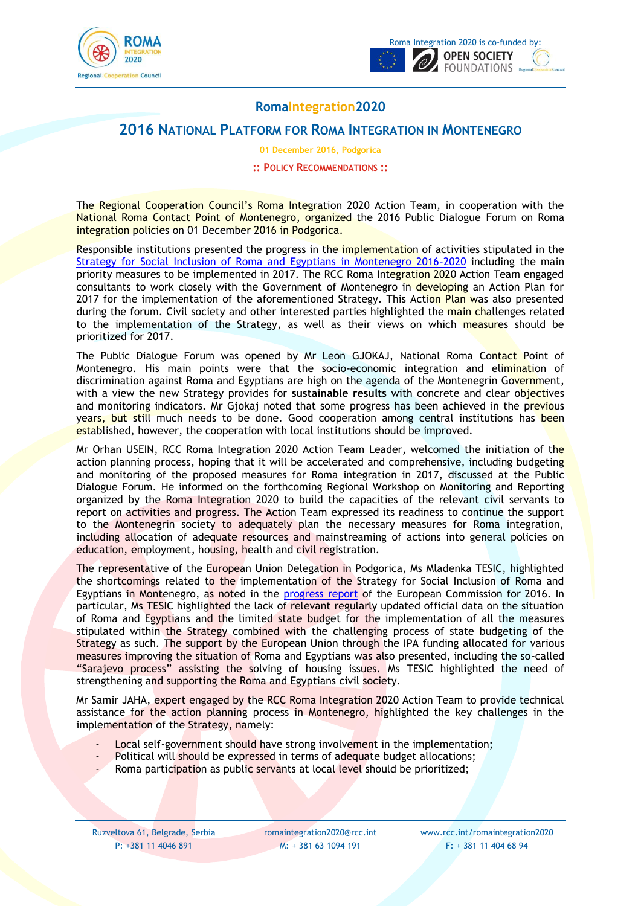# RomaIntegration2020

## 2016 National Platform for Roma Integration in Montenegro

01 December 2016, Podgorica

:: Policy Recommendations ::

The Regional Cooperation Council's Roma Integration 2020 Action Team, in cooperation with the National Roma Contact Point of Montenegro, organized the 2016 Public Dialogue Forum on Roma integration policies on 01 December 2016 in Podgorica.

Responsible institutions presented the progress in the implementation of activities stipulated in the Strategy for Social Inclusion of Roma and Egyptians in Montenegro 2016-2020 including the main priority measures to be implemented in 2017. The RCC Roma Integration 2020 Action Team engaged consultants to work closely with the Government of Montenegro in developing an Action Plan for 2017 for the implementation of the aforementioned Strategy. This Action Plan was also presented during the forum. Civil society and other interested parties highlighted the main challenges related to the implementation of the Strategy, as well as their views on which measures should be prioritized for 2017.

The Public Dialogue Forum was opened by Mr Leon GJOKAJ, National Roma Contact Point of Montenegro. His main points were that the socio-economic integration and elimination of discrimination against Roma and Egyptians are high on the agenda of the Montenegrin Government, with a view the new Strategy provides for **sustainable results** with concrete and clear objectives and monitoring indicators. Mr Gjokaj noted that some progress has been achieved in the previous years, but still much needs to be done. Good cooperation among central institutions has been established, however, the cooperation with local institutions should be improved.

Mr Orhan USEIN, RCC Roma Integration 2020 Action Team Leader, welcomed the initiation of the action planning process, hoping that it will be accelerated and comprehensive, including budgeting and monitoring of the proposed measures for Roma integration in 2017, discussed at the Public Dialogue Forum. He informed on the forthcoming Regional Workshop on Monitoring and Reporting organized by the Roma Integration 2020 to build the capacities of the relevant civil servants to report on activities and progress. The Action Team expressed its readiness to continue the support to the Montenegrin society to adequately plan the necessary measures for Roma integration, including allocation of adequate resources and mainstreaming of actions into general policies on education, employment, housing, health and civil registration.

The representative of the European Union Delegation in Podgorica, Ms Mladenka TESIC, highlighted the shortcomings related to the implementation of the Strategy for Social Inclusion of Roma and Egyptians in Montenegro, as noted in the progress report of the European Commission for 2016. In particular, Ms TESIC highlighted the lack of relevant regularly updated official data on the situation of Roma and Egyptians and the limited state budget for the implementation of all the measures stipulated within the Strategy combined with the challenging process of state budgeting of the Strategy as such. The support by the European Union through the IPA funding allocated for various measures improving the situation of Roma and Egyptians was also presented, including the so-called "Sarajevo process" assisting the solving of housing issues. Ms TESIC highlighted the need of strengthening and supporting the Roma and Egyptians civil society.

Mr Samir JAHA, expert engaged by the RCC Roma Integration 2020 Action Team to provide technical assistance for the action planning process in Montenegro, highlighted the key challenges in the implementation of the Strategy, namely:

- Local self-government should have strong involvement in the implementation;
- Political will should be expressed in terms of adequate budget allocations;
- Roma participation as public servants at local level should be prioritized;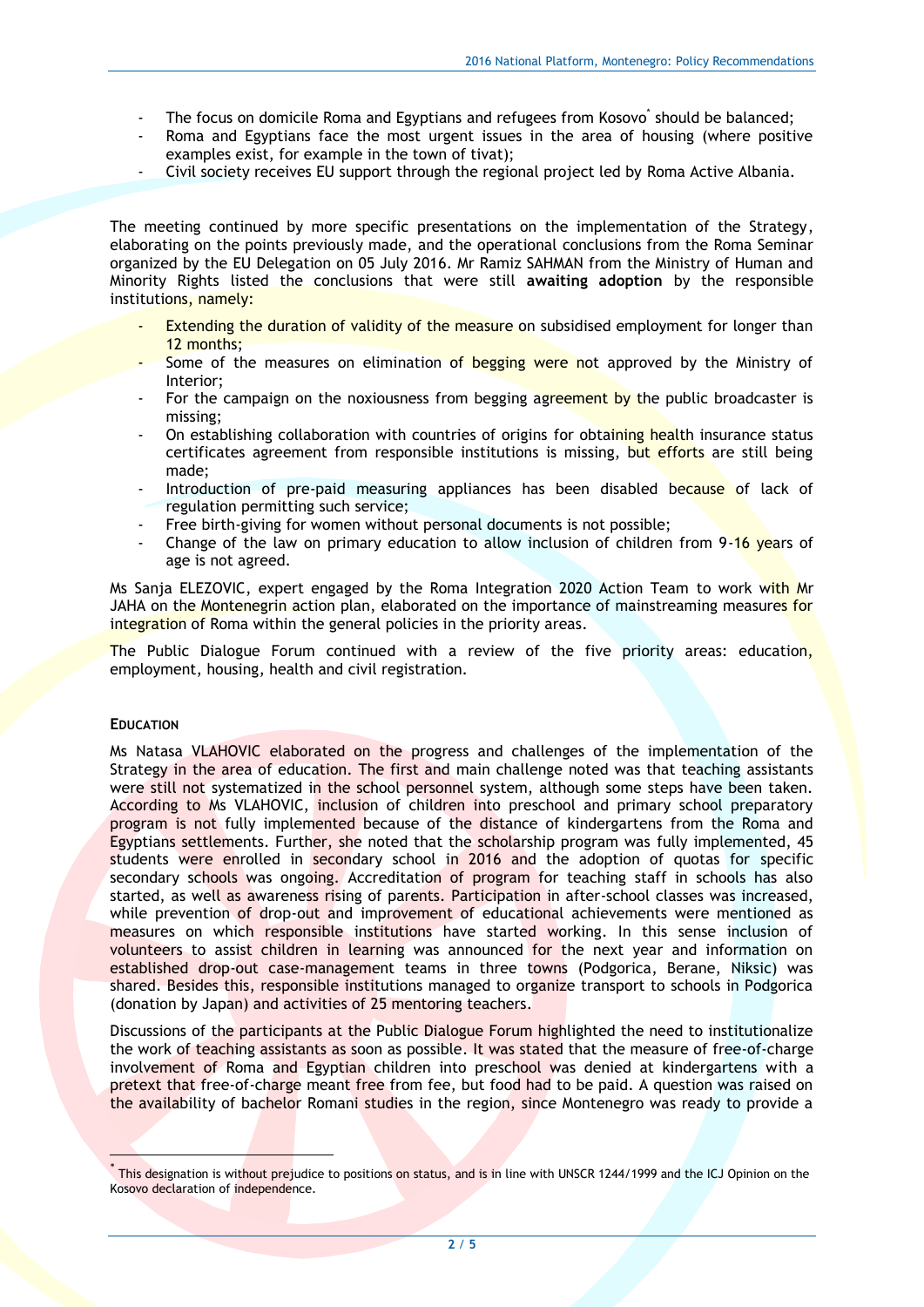- The focus on domicile Roma and Egyptians and refugees from Kosovo* should be balanced;
- Roma and Egyptians face the most urgent issues in the area of housing (where positive examples exist, for example in the town of tivat);
- Civil society receives EU support through the regional project led by Roma Active Albania.

The meeting continued by more specific presentations on the implementation of the Strategy, elaborating on the points previously made, and the operational conclusions from the Roma Seminar organized by the EU Delegation on 05 July 2016. Mr Ramiz SAHMAN from the Ministry of Human and Minority Rights listed the conclusions that were still **awaiting adoption** by the responsible institutions, namely:

- Extending the duration of validity of the measure on subsidised employment for longer than 12 months;
- Some of the measures on elimination of begging were not approved by the Ministry of Interior;
- For the campaign on the noxiousness from begging agreement by the public broadcaster is missing;
- On establishing collaboration with countries of origins for obtaining health insurance status certificates agreement from responsible institutions is missing, but efforts are still being made;
- Introduction of pre-paid measuring appliances has been disabled because of lack of regulation permitting such service;
- Free birth-giving for women without personal documents is not possible;
- Change of the law on primary education to allow inclusion of children from 9-16 years of age is not agreed.

Ms Sanja ELEZOVIC, expert engaged by the Roma Integration 2020 Action Team to work with Mr JAHA on the Montenegrin action plan, elaborated on the importance of mainstreaming measures for integration of Roma within the general policies in the priority areas.

The Public Dialogue Forum continued with a review of the five priority areas: education, employment, housing, health and civil registration.

#### EDUCATION

Ms Natasa VLAHOVIC elaborated on the progress and challenges of the implementation of the Strategy in the area of education. The first and main challenge noted was that teaching assistants were still not systematized in the school personnel system, although some steps have been taken. According to Ms VLAHOVIC, inclusion of children into preschool and primary school preparatory program is not fully implemented because of the distance of kindergartens from the Roma and Egyptians settlements. Further, she noted that the scholarship program was fully implemented, 45 students were enrolled in secondary school in 2016 and the adoption of quotas for specific secondary schools was ongoing. Accreditation of program for teaching staff in schools has also started, as well as awareness rising of parents. Participation in after-school classes was increased, while prevention of drop-out and improvement of educational achievements were mentioned as measures on which responsible institutions have started working. In this sense inclusion of volunteers to assist children in learning was announced for the next year and information on established drop-out case-management teams in three towns (Podgorica, Berane, Niksic) was shared. Besides this, responsible institutions managed to organize transport to schools in Podgorica (donation by Japan) and activities of 25 mentoring teachers.

Discussions of the participants at the Public Dialogue Forum highlighted the need to institutionalize the work of teaching assistants as soon as possible. It was stated that the measure of free-of-charge involvement of Roma and Egyptian children into preschool was denied at kindergartens with a pretext that free-of-charge meant free from fee, but food had to be paid. A question was raised on the availability of bachelor Romani studies in the region, since Montenegro was ready to provide a

---

* This designation is without prejudice to positions on status, and is in line with UNSCR 1244/1999 and the ICJ Opinion on the Kosovo declaration of independence.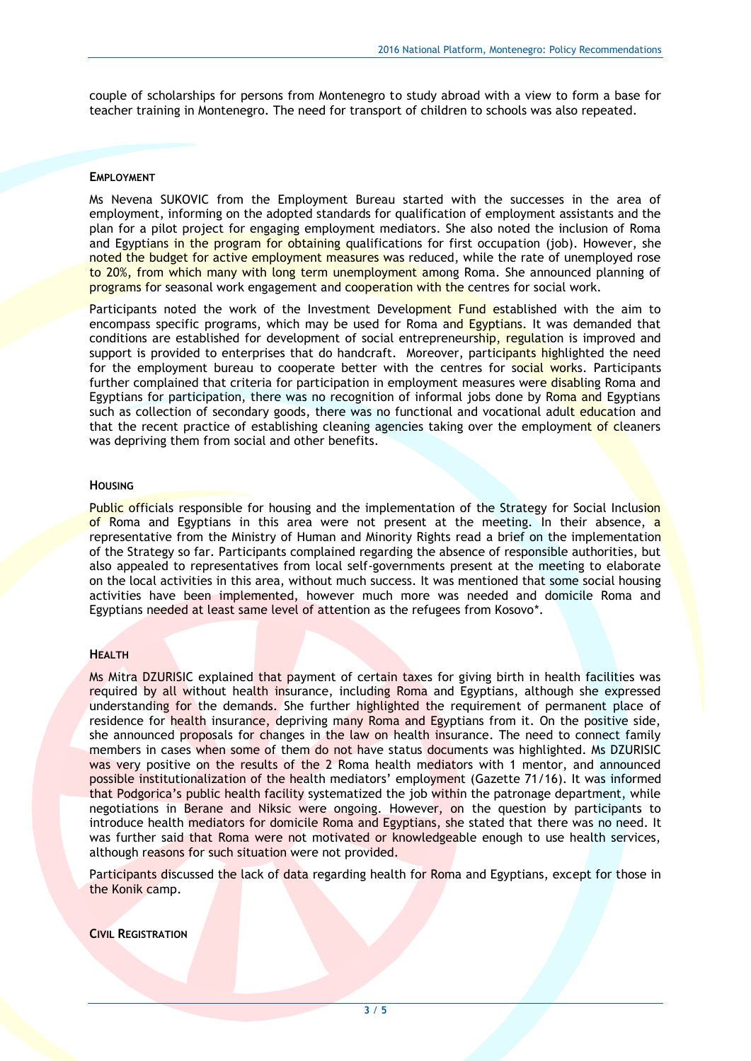couple of scholarships for persons from Montenegro to study abroad with a view to form a base for teacher training in Montenegro. The need for transport of children to schools was also repeated.

## Employment

Ms Nevena SUKOVIC from the Employment Bureau started with the successes in the area of employment, informing on the adopted standards for qualification of employment assistants and the plan for a pilot project for engaging employment mediators. She also noted the inclusion of Roma and Egyptians in the program for obtaining qualifications for first occupation (job). However, she noted the budget for active employment measures was reduced, while the rate of unemployed rose to 20%, from which many with long term unemployment among Roma. She announced planning of programs for seasonal work engagement and cooperation with the centres for social work.

Participants noted the work of the Investment Development Fund established with the aim to encompass specific programs, which may be used for Roma and Egyptians. It was demanded that conditions are established for development of social entrepreneurship, regulation is improved and support is provided to enterprises that do handcraft. Moreover, participants highlighted the need for the employment bureau to cooperate better with the centres for social works. Participants further complained that criteria for participation in employment measures were disabling Roma and Egyptians for participation, there was no recognition of informal jobs done by Roma and Egyptians such as collection of secondary goods, there was no functional and vocational adult education and that the recent practice of establishing cleaning agencies taking over the employment of cleaners was depriving them from social and other benefits.

## Housing

Public officials responsible for housing and the implementation of the Strategy for Social Inclusion of Roma and Egyptians in this area were not present at the meeting. In their absence, a representative from the Ministry of Human and Minority Rights read a brief on the implementation of the Strategy so far. Participants complained regarding the absence of responsible authorities, but also appealed to representatives from local self-governments present at the meeting to elaborate on the local activities in this area, without much success. It was mentioned that some social housing activities have been implemented, however much more was needed and domicile Roma and Egyptians needed at least same level of attention as the refugees from Kosovo*.

## Health

Ms Mitra DZURISIC explained that payment of certain taxes for giving birth in health facilities was required by all without health insurance, including Roma and Egyptians, although she expressed understanding for the demands. She further highlighted the requirement of permanent place of residence for health insurance, depriving many Roma and Egyptians from it. On the positive side, she announced proposals for changes in the law on health insurance. The need to connect family members in cases when some of them do not have status documents was highlighted. Ms DZURISIC was very positive on the results of the 2 Roma health mediators with 1 mentor, and announced possible institutionalization of the health mediators' employment (Gazette 71/16). It was informed that Podgorica's public health facility systematized the job within the patronage department, while negotiations in Berane and Niksic were ongoing. However, on the question by participants to introduce health mediators for domicile Roma and Egyptians, she stated that there was no need. It was further said that Roma were not motivated or knowledgeable enough to use health services, although reasons for such situation were not provided.

Participants discussed the lack of data regarding health for Roma and Egyptians, except for those in the Konik camp.

## Civil Registration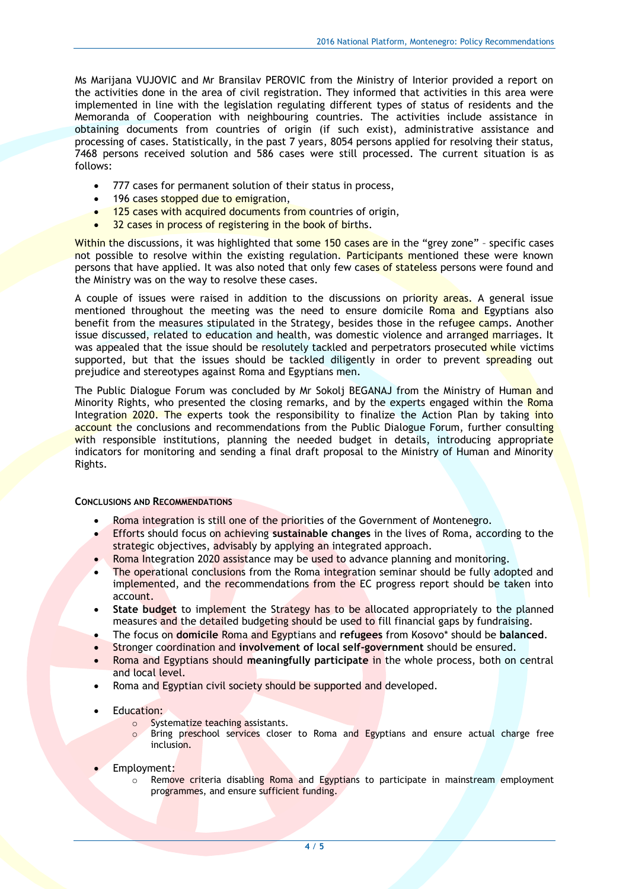Ms Marijana VUJOVIC and Mr Bransilav PEROVIC from the Ministry of Interior provided a report on the activities done in the area of civil registration. They informed that activities in this area were implemented in line with the legislation regulating different types of status of residents and the Memoranda of Cooperation with neighbouring countries. The activities include assistance in obtaining documents from countries of origin (if such exist), administrative assistance and processing of cases. Statistically, in the past 7 years, 8054 persons applied for resolving their status, 7468 persons received solution and 586 cases were still processed. The current situation is as follows:

- 777 cases for permanent solution of their status in process,
- 196 cases stopped due to emigration,
- 125 cases with acquired documents from countries of origin,
- 32 cases in process of registering in the book of births.

Within the discussions, it was highlighted that some 150 cases are in the "grey zone" – specific cases not possible to resolve within the existing regulation. Participants mentioned these were known persons that have applied. It was also noted that only few cases of stateless persons were found and the Ministry was on the way to resolve these cases.

A couple of issues were raised in addition to the discussions on priority areas. A general issue mentioned throughout the meeting was the need to ensure domicile Roma and Egyptians also benefit from the measures stipulated in the Strategy, besides those in the refugee camps. Another issue discussed, related to education and health, was domestic violence and arranged marriages. It was appealed that the issue should be resolutely tackled and perpetrators prosecuted while victims supported, but that the issues should be tackled diligently in order to prevent spreading out prejudice and stereotypes against Roma and Egyptians men.

The Public Dialogue Forum was concluded by Mr Sokolj BEGANAJ from the Ministry of Human and Minority Rights, who presented the closing remarks, and by the experts engaged within the Roma Integration 2020. The experts took the responsibility to finalize the Action Plan by taking into account the conclusions and recommendations from the Public Dialogue Forum, further consulting with responsible institutions, planning the needed budget in details, introducing appropriate indicators for monitoring and sending a final draft proposal to the Ministry of Human and Minority Rights.

### Conclusions and Recommendations

- Roma integration is still one of the priorities of the Government of Montenegro.
- Efforts should focus on achieving **sustainable changes** in the lives of Roma, according to the strategic objectives, advisably by applying an integrated approach.
- Roma Integration 2020 assistance may be used to advance planning and monitoring.
- The operational conclusions from the Roma integration seminar should be fully adopted and implemented, and the recommendations from the EC progress report should be taken into account.
- **State budget** to implement the Strategy has to be allocated appropriately to the planned measures and the detailed budgeting should be used to fill financial gaps by fundraising.
- The focus on **domicile** Roma and Egyptians and **refugees** from Kosovo* should be **balanced**.
- Stronger coordination and **involvement of local self-government** should be ensured.
- Roma and Egyptians should **meaningfully participate** in the whole process, both on central and local level.
- Roma and Egyptian civil society should be supported and developed.

- Education:
  - Systematize teaching assistants.
  - Bring preschool services closer to Roma and Egyptians and ensure actual charge free inclusion.

- Employment:
  - Remove criteria disabling Roma and Egyptians to participate in mainstream employment programmes, and ensure sufficient funding.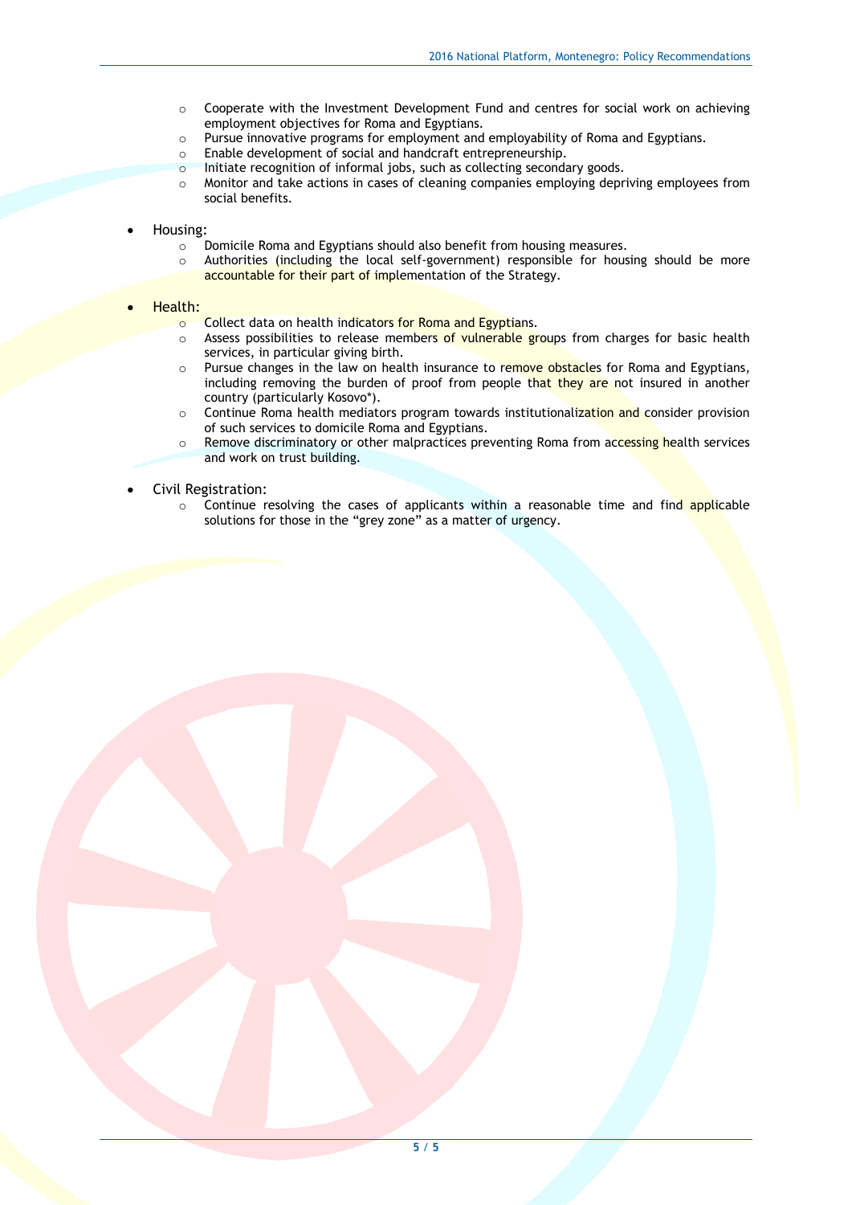- Cooperate with the Investment Development Fund and centres for social work on achieving employment objectives for Roma and Egyptians.
    - Pursue innovative programs for employment and employability of Roma and Egyptians.
    - Enable development of social and handcraft entrepreneurship.
    - Initiate recognition of informal jobs, such as collecting secondary goods.
    - Monitor and take actions in cases of cleaning companies employing depriving employees from social benefits.

- Housing:
    - Domicile Roma and Egyptians should also benefit from housing measures.
    - Authorities (including the local self-government) responsible for housing should be more accountable for their part of implementation of the Strategy.

- Health:
    - Collect data on health indicators for Roma and Egyptians.
    - Assess possibilities to release members of vulnerable groups from charges for basic health services, in particular giving birth.
    - Pursue changes in the law on health insurance to remove obstacles for Roma and Egyptians, including removing the burden of proof from people that they are not insured in another country (particularly Kosovo*).
    - Continue Roma health mediators program towards institutionalization and consider provision of such services to domicile Roma and Egyptians.
    - Remove discriminatory or other malpractices preventing Roma from accessing health services and work on trust building.

- Civil Registration:
    - Continue resolving the cases of applicants within a reasonable time and find applicable solutions for those in the "grey zone" as a matter of urgency.